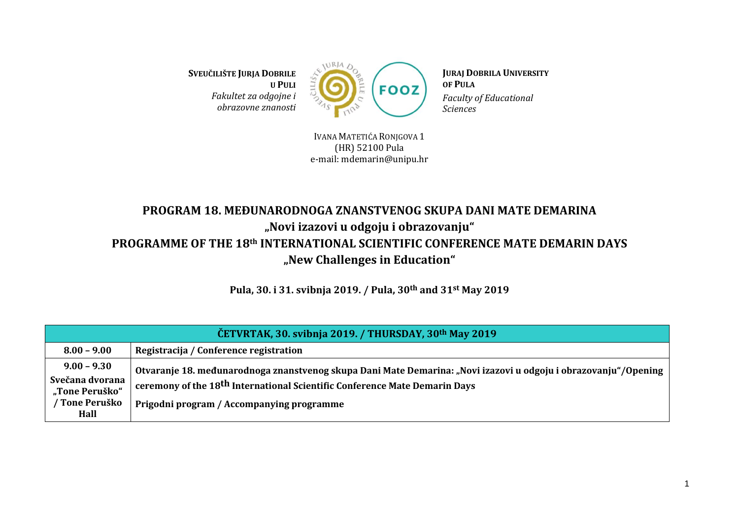**SVEUČILIŠTE JURJA DOBRILE U PULI**
*Fakultet za odgojne i obrazovne znanosti*

**JURAJ DOBRILA UNIVERSITY OF PULA**
*Faculty of Educational Sciences*

IVANA MATETIĆA RONJGOVA 1
(HR) 52100 Pula
e-mail: mdemarin@unipu.hr

# PROGRAM 18. MEĐUNARODNOGA ZNANSTVENOG SKUPA DANI MATE DEMARINA
# „Novi izazovi u odgoju i obrazovanju“
# PROGRAMME OF THE 18th INTERNATIONAL SCIENTIFIC CONFERENCE MATE DEMARIN DAYS
# „New Challenges in Education“

**Pula, 30. i 31. svibnja 2019. / Pula, 30th and 31st May 2019**

| ČETVRTAK, 30. svibnja 2019. / THURSDAY, 30th May 2019 | |
|---|---|
| **8.00 – 9.00** | **Registracija / Conference registration** |
| **9.00 – 9.30** **Svečana dvorana „Tone Peruško“ / Tone Peruško Hall** | **Otvaranje 18. međunarodnoga znanstvenog skupa Dani Mate Demarina: „Novi izazovi u odgoju i obrazovanju“/Opening ceremony of the 18th International Scientific Conference Mate Demarin Days** **Prigodni program / Accompanying programme** |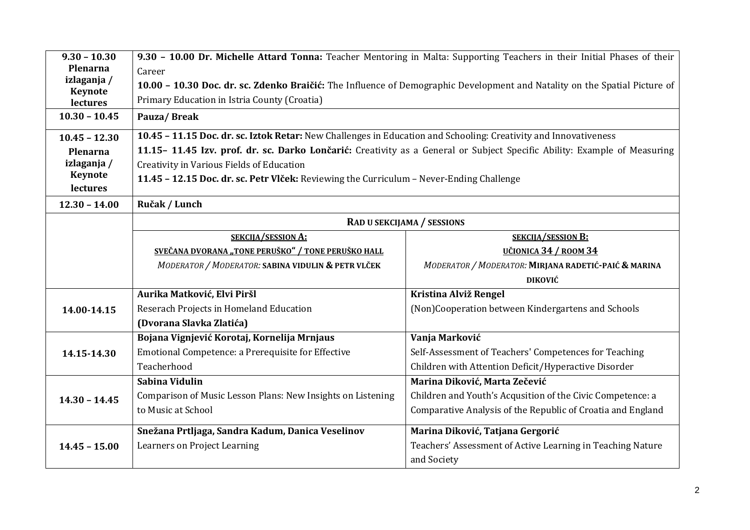| | | |
|---|---|---|
| **9.30 – 10.30 Plenarna izlaganja / Keynote lectures** | **9.30 – 10.00 Dr. Michelle Attard Tonna:** Teacher Mentoring in Malta: Supporting Teachers in their Initial Phases of their Career<br>**10.00 – 10.30 Doc. dr. sc. Zdenko Braičić:** The Influence of Demographic Development and Natality on the Spatial Picture of Primary Education in Istria County (Croatia) | |
| **10.30 – 10.45** | **Pauza/ Break** | |
| **10.45 – 12.30 Plenarna izlaganja / Keynote lectures** | **10.45 – 11.15 Doc. dr. sc. Iztok Retar:** New Challenges in Education and Schooling: Creativity and Innovativeness<br>**11.15– 11.45 Izv. prof. dr. sc. Darko Lončarić:** Creativity as a General or Subject Specific Ability: Example of Measuring Creativity in Various Fields of Education<br>**11.45 – 12.15 Doc. dr. sc. Petr Vlček:** Reviewing the Curriculum – Never-Ending Challenge | |
| **12.30 – 14.00** | **Ručak / Lunch** | |
| | **RAD U SEKCIJAMA / SESSIONS** | |
| | **SEKCIJA/SESSION A:**<br>**SVEČANA DVORANA „TONE PERUŠKO“ / TONE PERUŠKO HALL**<br>*MODERATOR / MODERATOR:* **SABINA VIDULIN & PETR VLČEK** | **SEKCIJA/SESSION B:**<br>**UČIONICA 34 / ROOM 34**<br>*MODERATOR / MODERATOR:* **MIRJANA RADETIĆ-PAIĆ & MARINA DIKOVIĆ** |
| **14.00-14.15** | **Aurika Matković, Elvi Piršl**<br>Reserach Projects in Homeland Education<br>**(Dvorana Slavka Zlatića)** | **Kristina Alviž Rengel**<br>(Non)Cooperation between Kindergartens and Schools |
| **14.15-14.30** | **Bojana Vignjević Korotaj, Kornelija Mrnjaus**<br>Emotional Competence: a Prerequisite for Effective Teacherhood | **Vanja Marković**<br>Self-Assessment of Teachers' Competences for Teaching Children with Attention Deficit/Hyperactive Disorder |
| **14.30 – 14.45** | **Sabina Vidulin**<br>Comparison of Music Lesson Plans: New Insights on Listening to Music at School | **Marina Diković, Marta Zečević**<br>Children and Youth's Acqusition of the Civic Competence: a Comparative Analysis of the Republic of Croatia and England |
| **14.45 – 15.00** | **Snežana Prtljaga, Sandra Kadum, Danica Veselinov**<br>Learners on Project Learning | **Marina Diković, Tatjana Gergorić**<br>Teachers' Assessment of Active Learning in Teaching Nature and Society |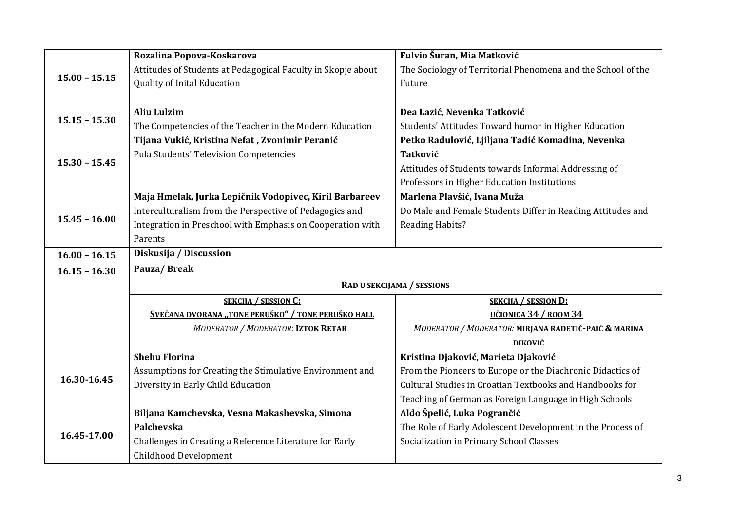| | | |
|---|---|---|
| **15.00 – 15.15** | **Rozalina Popova-Koskarova**<br>Attitudes of Students at Pedagogical Faculty in Skopje about Quality of Inital Education | **Fulvio Šuran, Mia Matković**<br>The Sociology of Territorial Phenomena and the School of the Future |
| **15.15 – 15.30** | **Aliu Lulzim**<br>The Competencies of the Teacher in the Modern Education | **Dea Lazić, Nevenka Tatković**<br>Students' Attitudes Toward humor in Higher Education |
| **15.30 – 15.45** | **Tijana Vukić, Kristina Nefat , Zvonimir Peranić**<br>Pula Students' Television Competencies | **Petko Raduložić, Ljiljana Tadić Komadina, Nevenka Tatković**<br>Attitudes of Students towards Informal Addressing of Professors in Higher Education Institutions |
| **15.45 – 16.00** | **Maja Hmelak, Jurka Lepičnik Vodopivec, Kiril Barbareev**<br>Interculturalism from the Perspective of Pedagogics and Integration in Preschool with Emphasis on Cooperation with Parents | **Marlena Plavšić, Ivana Muža**<br>Do Male and Female Students Differ in Reading Attitudes and Reading Habits? |
| **16.00 – 16.15** | **Diskusija / Discussion** | |
| **16.15 – 16.30** | **Pauza/ Break** | |
| | **RAD U SEKCIJAMA / SESSIONS** | |
| | **SEKCIJA / SESSION C:**<br>**SVEČANA DVORANA „TONE PERUŠKO“ / TONE PERUŠKO HALL**<br>*MODERATOR / MODERATOR:* **IZTOK RETAR** | **SEKCIJA / SESSION D:**<br>**UČIONICA 34 / ROOM 34**<br>*MODERATOR / MODERATOR:* **MIRJANA RADETIĆ-PAIĆ & MARINA DIKOVIĆ** |
| **16.30-16.45** | **Shehu Florina**<br>Assumptions for Creating the Stimulative Environment and Diversity in Early Child Education | **Kristina Djaković, Marieta Djaković**<br>From the Pioneers to Europe or the Diachronic Didactics of Cultural Studies in Croatian Textbooks and Handbooks for Teaching of German as Foreign Language in High Schools |
| **16.45-17.00** | **Biljana Kamchevska, Vesna Makashevska, Simona Palchevska**<br>Challenges in Creating a Reference Literature for Early Childhood Development | **Aldo Špelić, Luka Pogrančić**<br>The Role of Early Adolescent Development in the Process of Socialization in Primary School Classes |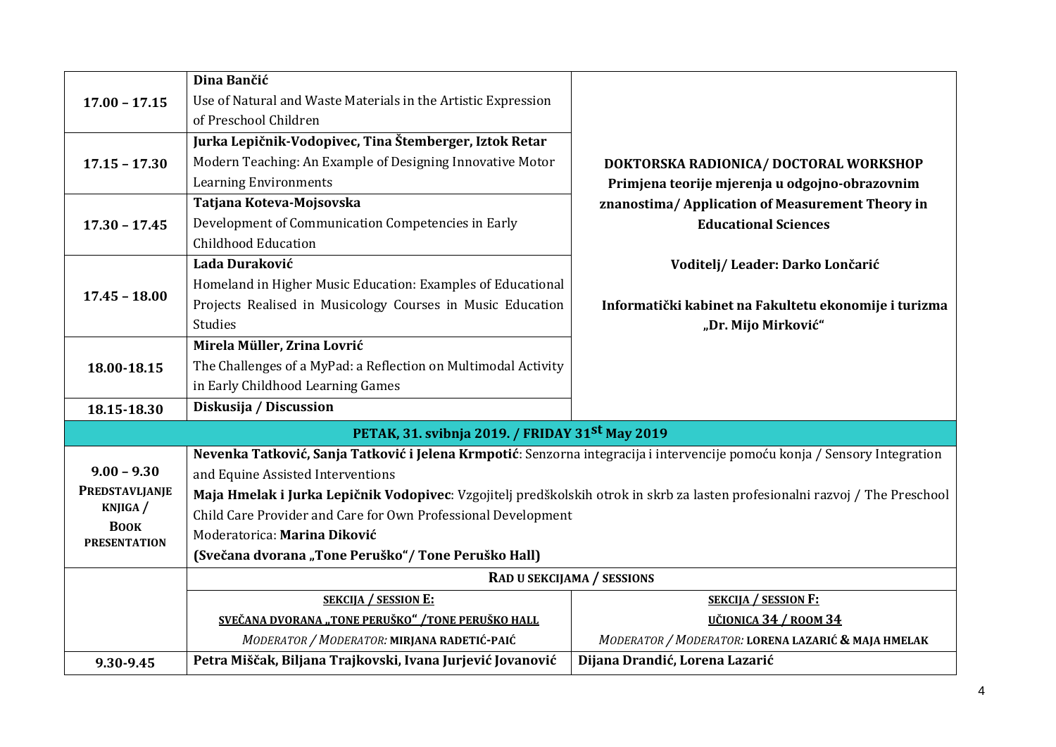| | | |
|---|---|---|
| 17.00 – 17.15 | **Dina Bančić**<br>Use of Natural and Waste Materials in the Artistic Expression of Preschool Children | **DOKTORSKA RADIONICA/ DOCTORAL WORKSHOP**<br>**Primjena teorije mjerenja u odgojno-obrazovnim znanostima/ Application of Measurement Theory in Educational Sciences**<br><br>**Voditelj/ Leader: Darko Lončarić**<br><br>**Informatički kabinet na Fakultetu ekonomije i turizma „Dr. Mijo Mirković"** |
| 17.15 – 17.30 | **Jurka Lepičnik-Vodopivec, Tina Štemberger, Iztok Retar**<br>Modern Teaching: An Example of Designing Innovative Motor Learning Environments | |
| 17.30 – 17.45 | **Tatjana Koteva-Mojsovska**<br>Development of Communication Competencies in Early Childhood Education | |
| 17.45 – 18.00 | **Lada Duraković**<br>Homeland in Higher Music Education: Examples of Educational Projects Realised in Musicology Courses in Music Education Studies | |
| 18.00-18.15 | **Mirela Müller, Zrina Lovrić**<br>The Challenges of a MyPad: a Reflection on Multimodal Activity in Early Childhood Learning Games | |
| 18.15-18.30 | **Diskusija / Discussion** | |
| **PETAK, 31. svibnja 2019. / FRIDAY 31st May 2019** | | |
| 9.00 – 9.30<br>**PREDSTAVLJANJE KNJIGA / BOOK PRESENTATION** | **Nevenka Tatković, Sanja Tatković i Jelena Krmpotić**: Senzorna integracija i intervencije pomoću konja / Sensory Integration and Equine Assisted Interventions<br>**Maja Hmelak i Jurka Lepičnik Vodopivec**: Vzgojitelj predškolskih otrok in skrb za lasten profesionalni razvoj / The Preschool Child Care Provider and Care for Own Professional Development<br>Moderatorica: **Marina Diković**<br>**(Svečana dvorana „Tone Peruško"/ Tone Peruško Hall)** | |
| | **RAD U SEKCIJAMA / SESSIONS** | |
| | **SEKCIJA / SESSION E:**<br>**SVEČANA DVORANA „TONE PERUŠKO" /TONE PERUŠKO HALL**<br>*MODERATOR / MODERATOR:* **MIRJANA RADETIĆ-PAIĆ** | **SEKCIJA / SESSION F:**<br>**UČIONICA 34 / ROOM 34**<br>*MODERATOR / MODERATOR:* **LORENA LAZARIĆ & MAJA HMELAK** |
| 9.30-9.45 | **Petra Miščak, Biljana Trajkovski, Ivana Jurjević Jovanović** | **Dijana Drandić, Lorena Lazarić** |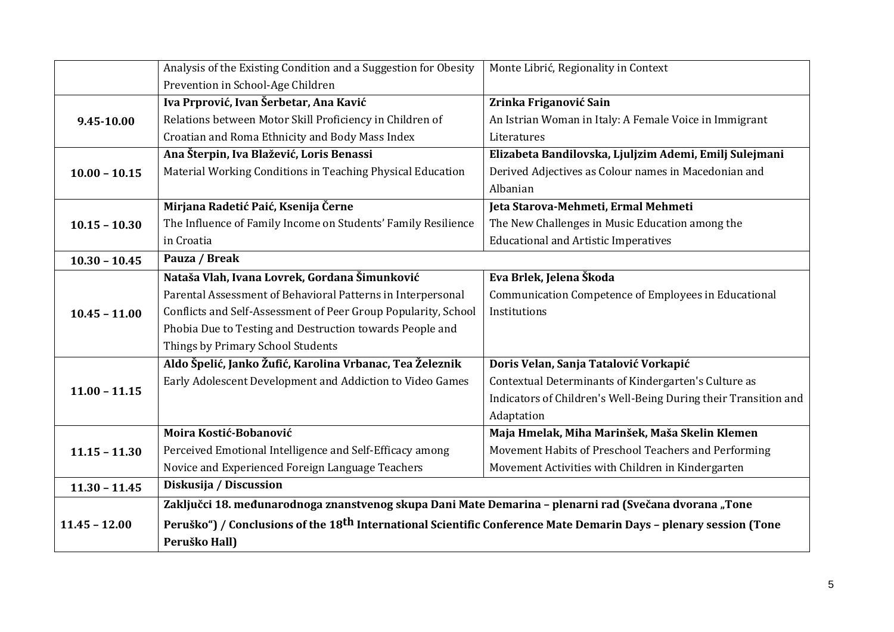| | | |
|---|---|---|
| | Analysis of the Existing Condition and a Suggestion for Obesity Prevention in School-Age Children | Monte Librić, Regionality in Context |
| **9.45-10.00** | **Iva Prprović, Ivan Šerbetar, Ana Kavić**<br>Relations between Motor Skill Proficiency in Children of Croatian and Roma Ethnicity and Body Mass Index | **Zrinka Friganović Sain**<br>An Istrian Woman in Italy: A Female Voice in Immigrant Literatures |
| **10.00 – 10.15** | **Ana Šterpin, Iva Blažević, Loris Benassi**<br>Material Working Conditions in Teaching Physical Education | **Elizabeta Bandilovska, Ljuljzim Ademi, Emilj Sulejmani**<br>Derived Adjectives as Colour names in Macedonian and Albanian |
| **10.15 – 10.30** | **Mirjana Radetić Paić, Ksenija Černe**<br>The Influence of Family Income on Students' Family Resilience in Croatia | **Jeta Starova-Mehmeti, Ermal Mehmeti**<br>The New Challenges in Music Education among the Educational and Artistic Imperatives |
| **10.30 – 10.45** | **Pauza / Break** | |
| **10.45 – 11.00** | **Nataša Vlah, Ivana Lovrek, Gordana Šimunković**<br>Parental Assessment of Behavioral Patterns in Interpersonal Conflicts and Self-Assessment of Peer Group Popularity, School Phobia Due to Testing and Destruction towards People and Things by Primary School Students | **Eva Brlek, Jelena Škoda**<br>Communication Competence of Employees in Educational Institutions |
| **11.00 – 11.15** | **Aldo Špelić, Janko Žufić, Karolina Vrbanac, Tea Železnik**<br>Early Adolescent Development and Addiction to Video Games | **Doris Velan, Sanja Tatalović Vorkapić**<br>Contextual Determinants of Kindergarten's Culture as Indicators of Children's Well-Being During their Transition and Adaptation |
| **11.15 – 11.30** | **Moira Kostić-Bobanović**<br>Perceived Emotional Intelligence and Self-Efficacy among Novice and Experienced Foreign Language Teachers | **Maja Hmelak, Miha Marinšek, Maša Skelin Klemen**<br>Movement Habits of Preschool Teachers and Performing Movement Activities with Children in Kindergarten |
| **11.30 – 11.45** | **Diskusija / Discussion** | |
| **11.45 – 12.00** | **Zaključci 18. međunarodnoga znanstvenog skupa Dani Mate Demarina – plenarni rad (Svečana dvorana „Tone Peruško") / Conclusions of the 18th International Scientific Conference Mate Demarin Days – plenary session (Tone Peruško Hall)** | |